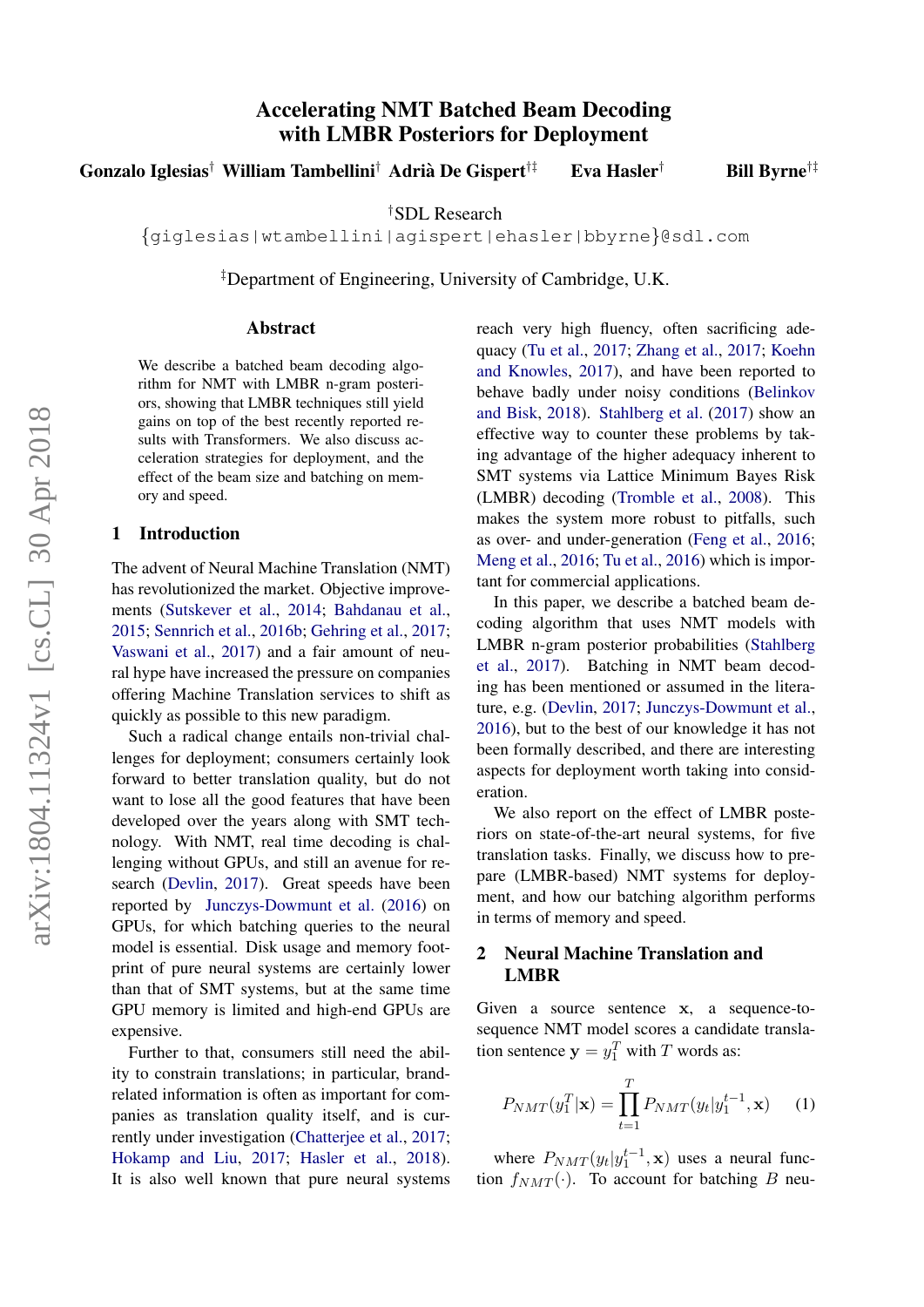# Accelerating NMT Batched Beam Decoding with LMBR Posteriors for Deployment

**Gonzalo Iglesias**[†] **William Tambellini**[†] **Adrià De Gispert**[†‡] **Eva Hasler**[†] **Bill Byrne**[†‡]

[†]SDL Research
{giglesias|wtambellini|agispert|ehasler|bbyrne}@sdl.com

[‡]Department of Engineering, University of Cambridge, U.K.

## Abstract

We describe a batched beam decoding algorithm for NMT with LMBR n-gram posteriors, showing that LMBR techniques still yield gains on top of the best recently reported results with Transformers. We also discuss acceleration strategies for deployment, and the effect of the beam size and batching on memory and speed.

## 1 Introduction

The advent of Neural Machine Translation (NMT) has revolutionized the market. Objective improvements (Sutskever et al., 2014; Bahdanau et al., 2015; Sennrich et al., 2016b; Gehring et al., 2017; Vaswani et al., 2017) and a fair amount of neural hype have increased the pressure on companies offering Machine Translation services to shift as quickly as possible to this new paradigm.

Such a radical change entails non-trivial challenges for deployment; consumers certainly look forward to better translation quality, but do not want to lose all the good features that have been developed over the years along with SMT technology. With NMT, real time decoding is challenging without GPUs, and still an avenue for research (Devlin, 2017). Great speeds have been reported by Junczys-Dowmunt et al. (2016) on GPUs, for which batching queries to the neural model is essential. Disk usage and memory footprint of pure neural systems are certainly lower than that of SMT systems, but at the same time GPU memory is limited and high-end GPUs are expensive.

Further to that, consumers still need the ability to constrain translations; in particular, brand-related information is often as important for companies as translation quality itself, and is currently under investigation (Chatterjee et al., 2017; Hokamp and Liu, 2017; Hasler et al., 2018). It is also well known that pure neural systems reach very high fluency, often sacrificing adequacy (Tu et al., 2017; Zhang et al., 2017; Koehn and Knowles, 2017), and have been reported to behave badly under noisy conditions (Belinkov and Bisk, 2018). Stahlberg et al. (2017) show an effective way to counter these problems by taking advantage of the higher adequacy inherent to SMT systems via Lattice Minimum Bayes Risk (LMBR) decoding (Tromble et al., 2008). This makes the system more robust to pitfalls, such as over- and under-generation (Feng et al., 2016; Meng et al., 2016; Tu et al., 2016) which is important for commercial applications.

In this paper, we describe a batched beam decoding algorithm that uses NMT models with LMBR n-gram posterior probabilities (Stahlberg et al., 2017). Batching in NMT beam decoding has been mentioned or assumed in the literature, e.g. (Devlin, 2017; Junczys-Dowmunt et al., 2016), but to the best of our knowledge it has not been formally described, and there are interesting aspects for deployment worth taking into consideration.

We also report on the effect of LMBR posteriors on state-of-the-art neural systems, for five translation tasks. Finally, we discuss how to prepare (LMBR-based) NMT systems for deployment, and how our batching algorithm performs in terms of memory and speed.

## 2 Neural Machine Translation and LMBR

Given a source sentence $\mathbf{x}$, a sequence-to-sequence NMT model scores a candidate translation sentence $\mathbf{y} = y_1^T$ with $T$ words as:

$$P_{NMT}(y_1^T|\mathbf{x}) = \prod_{t=1}^{T} P_{NMT}(y_t|y_1^{t-1}, \mathbf{x}) \qquad (1)$$

where $P_{NMT}(y_t|y_1^{t-1}, \mathbf{x})$ uses a neural function $f_{NMT}(\cdot)$. To account for batching $B$ neu-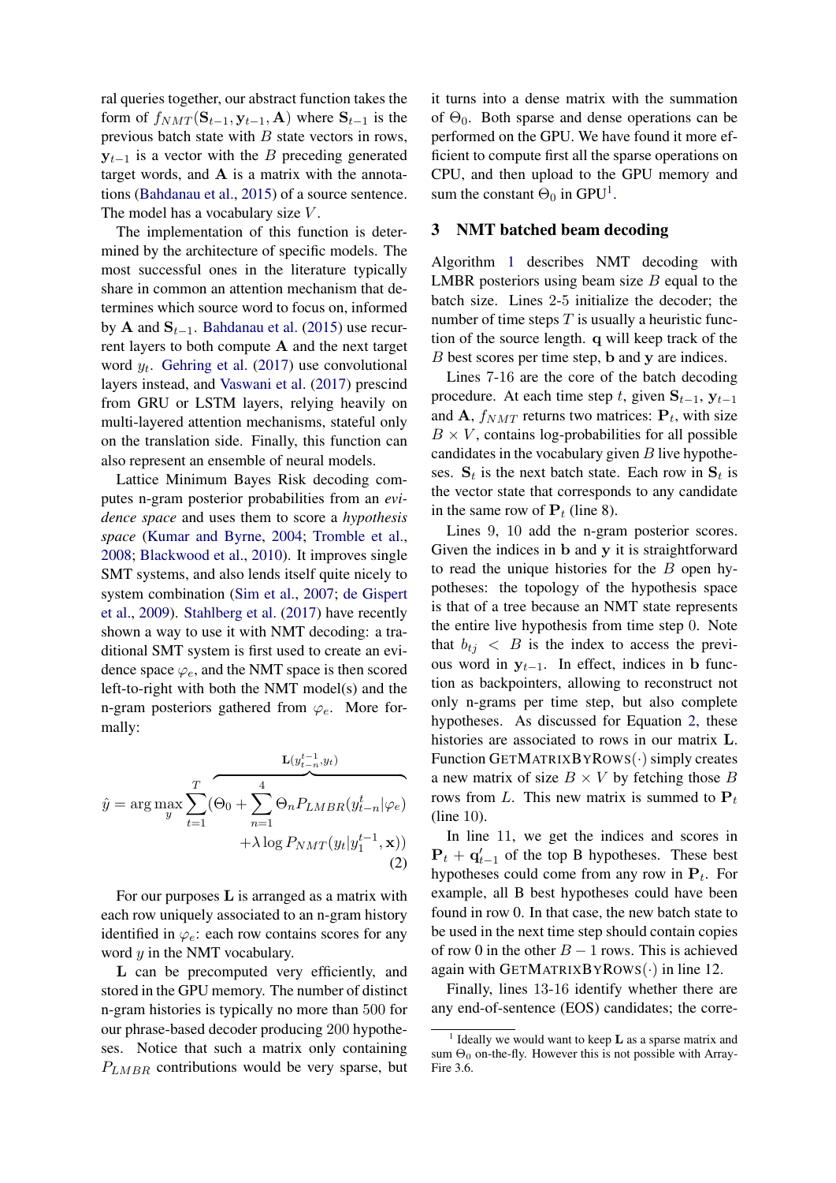ral queries together, our abstract function takes the form of $f_{NMT}(\mathbf{S}_{t-1}, \mathbf{y}_{t-1}, \mathbf{A})$ where $\mathbf{S}_{t-1}$ is the previous batch state with $B$ state vectors in rows, $\mathbf{y}_{t-1}$ is a vector with the $B$ preceding generated target words, and $\mathbf{A}$ is a matrix with the annotations (Bahdanau et al., 2015) of a source sentence. The model has a vocabulary size $V$.

The implementation of this function is determined by the architecture of specific models. The most successful ones in the literature typically share in common an attention mechanism that determines which source word to focus on, informed by $\mathbf{A}$ and $\mathbf{S}_{t-1}$. Bahdanau et al. (2015) use recurrent layers to both compute $\mathbf{A}$ and the next target word $y_t$. Gehring et al. (2017) use convolutional layers instead, and Vaswani et al. (2017) prescind from GRU or LSTM layers, relying heavily on multi-layered attention mechanisms, stateful only on the translation side. Finally, this function can also represent an ensemble of neural models.

Lattice Minimum Bayes Risk decoding computes n-gram posterior probabilities from an *evidence space* and uses them to score a *hypothesis space* (Kumar and Byrne, 2004; Tromble et al., 2008; Blackwood et al., 2010). It improves single SMT systems, and also lends itself quite nicely to system combination (Sim et al., 2007; de Gispert et al., 2009). Stahlberg et al. (2017) have recently shown a way to use it with NMT decoding: a traditional SMT system is first used to create an evidence space $\varphi_e$, and the NMT space is then scored left-to-right with both the NMT model(s) and the n-gram posteriors gathered from $\varphi_e$. More formally:

$$\hat{y} = \arg\max_{y} \sum_{t=1}^{T} \overbrace{\left(\Theta_0 + \sum_{n=1}^{4} \Theta_n P_{LMBR}(y_{t-n}^{t} | \varphi_e)\right.}^{\mathbf{L}(y_{t-n}^{t-1}, y_t)} \left. + \lambda \log P_{NMT}(y_t | y_1^{t-1}, \mathbf{x})\right) \tag{2}$$

For our purposes $\mathbf{L}$ is arranged as a matrix with each row uniquely associated to an n-gram history identified in $\varphi_e$: each row contains scores for any word $y$ in the NMT vocabulary.

$\mathbf{L}$ can be precomputed very efficiently, and stored in the GPU memory. The number of distinct n-gram histories is typically no more than 500 for our phrase-based decoder producing 200 hypotheses. Notice that such a matrix only containing $P_{LMBR}$ contributions would be very sparse, but it turns into a dense matrix with the summation of $\Theta_0$. Both sparse and dense operations can be performed on the GPU. We have found it more efficient to compute first all the sparse operations on CPU, and then upload to the GPU memory and sum the constant $\Theta_0$ in GPU[1].

## 3 NMT batched beam decoding

Algorithm 1 describes NMT decoding with LMBR posteriors using beam size $B$ equal to the batch size. Lines 2-5 initialize the decoder; the number of time steps $T$ is usually a heuristic function of the source length. $\mathbf{q}$ will keep track of the $B$ best scores per time step, $\mathbf{b}$ and $\mathbf{y}$ are indices.

Lines 7-16 are the core of the batch decoding procedure. At each time step $t$, given $\mathbf{S}_{t-1}$, $\mathbf{y}_{t-1}$ and $\mathbf{A}$, $f_{NMT}$ returns two matrices: $\mathbf{P}_t$, with size $B \times V$, contains log-probabilities for all possible candidates in the vocabulary given $B$ live hypotheses. $\mathbf{S}_t$ is the next batch state. Each row in $\mathbf{S}_t$ is the vector state that corresponds to any candidate in the same row of $\mathbf{P}_t$ (line 8).

Lines 9, 10 add the n-gram posterior scores. Given the indices in $\mathbf{b}$ and $\mathbf{y}$ it is straightforward to read the unique histories for the $B$ open hypotheses: the topology of the hypothesis space is that of a tree because an NMT state represents the entire live hypothesis from time step 0. Note that $b_{tj} < B$ is the index to access the previous word in $\mathbf{y}_{t-1}$. In effect, indices in $\mathbf{b}$ function as backpointers, allowing to reconstruct not only n-grams per time step, but also complete hypotheses. As discussed for Equation 2, these histories are associated to rows in our matrix $\mathbf{L}$. Function GETMATRIXBYROWS$(\cdot)$ simply creates a new matrix of size $B \times V$ by fetching those $B$ rows from $L$. This new matrix is summed to $\mathbf{P}_t$ (line 10).

In line 11, we get the indices and scores in $\mathbf{P}_t + \mathbf{q}'_{t-1}$ of the top B hypotheses. These best hypotheses could come from any row in $\mathbf{P}_t$. For example, all B best hypotheses could have been found in row 0. In that case, the new batch state to be used in the next time step should contain copies of row 0 in the other $B - 1$ rows. This is achieved again with GETMATRIXBYROWS$(\cdot)$ in line 12.

Finally, lines 13-16 identify whether there are any end-of-sentence (EOS) candidates; the corre-

[1] Ideally we would want to keep $\mathbf{L}$ as a sparse matrix and sum $\Theta_0$ on-the-fly. However this is not possible with ArrayFire 3.6.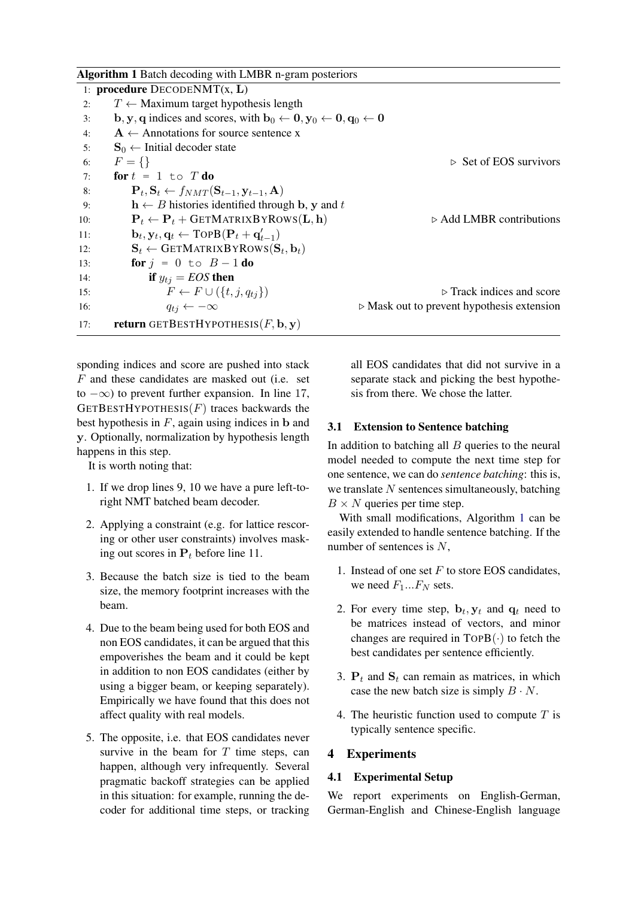**Algorithm 1** Batch decoding with LMBR n-gram posteriors

```
1:  procedure DecodeNMT(x, L)
2:      T ← Maximum target hypothesis length
3:      b, y, q indices and scores, with b_0 ← 0, y_0 ← 0, q_0 ← 0
4:      A ← Annotations for source sentence x
5:      S_0 ← Initial decoder state
6:      F = {}                                          ▷ Set of EOS survivors
7:      for t = 1 to T do
8:          P_t, S_t ← f_NMT(S_{t-1}, y_{t-1}, A)
9:          h ← B histories identified through b, y and t
10:         P_t ← P_t + GetMatrixByRows(L, h)           ▷ Add LMBR contributions
11:         b_t, y_t, q_t ← TopB(P_t + q'_{t-1})
12:         S_t ← GetMatrixByRows(S_t, b_t)
13:         for j = 0 to B − 1 do
14:             if y_tj = EOS then
15:                 F ← F ∪ ({t, j, q_tj})              ▷ Track indices and score
16:                 q_tj ← −∞                           ▷ Mask out to prevent hypothesis extension
17:     return getBestHypothesis(F, b, y)
```

sponding indices and score are pushed into stack $F$ and these candidates are masked out (i.e. set to $-\infty$) to prevent further expansion. In line 17, GetBestHypothesis($F$) traces backwards the best hypothesis in $F$, again using indices in $\mathbf{b}$ and $\mathbf{y}$. Optionally, normalization by hypothesis length happens in this step.

It is worth noting that:

1. If we drop lines 9, 10 we have a pure left-to-right NMT batched beam decoder.
2. Applying a constraint (e.g. for lattice rescoring or other user constraints) involves masking out scores in $\mathbf{P}_t$ before line 11.
3. Because the batch size is tied to the beam size, the memory footprint increases with the beam.
4. Due to the beam being used for both EOS and non EOS candidates, it can be argued that this empoverishes the beam and it could be kept in addition to non EOS candidates (either by using a bigger beam, or keeping separately). Empirically we have found that this does not affect quality with real models.
5. The opposite, i.e. that EOS candidates never survive in the beam for $T$ time steps, can happen, although very infrequently. Several pragmatic backoff strategies can be applied in this situation: for example, running the decoder for additional time steps, or tracking all EOS candidates that did not survive in a separate stack and picking the best hypothesis from there. We chose the latter.

### 3.1 Extension to Sentence batching

In addition to batching all $B$ queries to the neural model needed to compute the next time step for one sentence, we can do *sentence batching*: this is, we translate $N$ sentences simultaneously, batching $B \times N$ queries per time step.

With small modifications, Algorithm 1 can be easily extended to handle sentence batching. If the number of sentences is $N$,

1. Instead of one set $F$ to store EOS candidates, we need $F_1...F_N$ sets.
2. For every time step, $\mathbf{b}_t, \mathbf{y}_t$ and $\mathbf{q}_t$ need to be matrices instead of vectors, and minor changes are required in TopB($\cdot$) to fetch the best candidates per sentence efficiently.
3. $\mathbf{P}_t$ and $\mathbf{S}_t$ can remain as matrices, in which case the new batch size is simply $B \cdot N$.
4. The heuristic function used to compute $T$ is typically sentence specific.

## 4 Experiments

### 4.1 Experimental Setup

We report experiments on English-German, German-English and Chinese-English language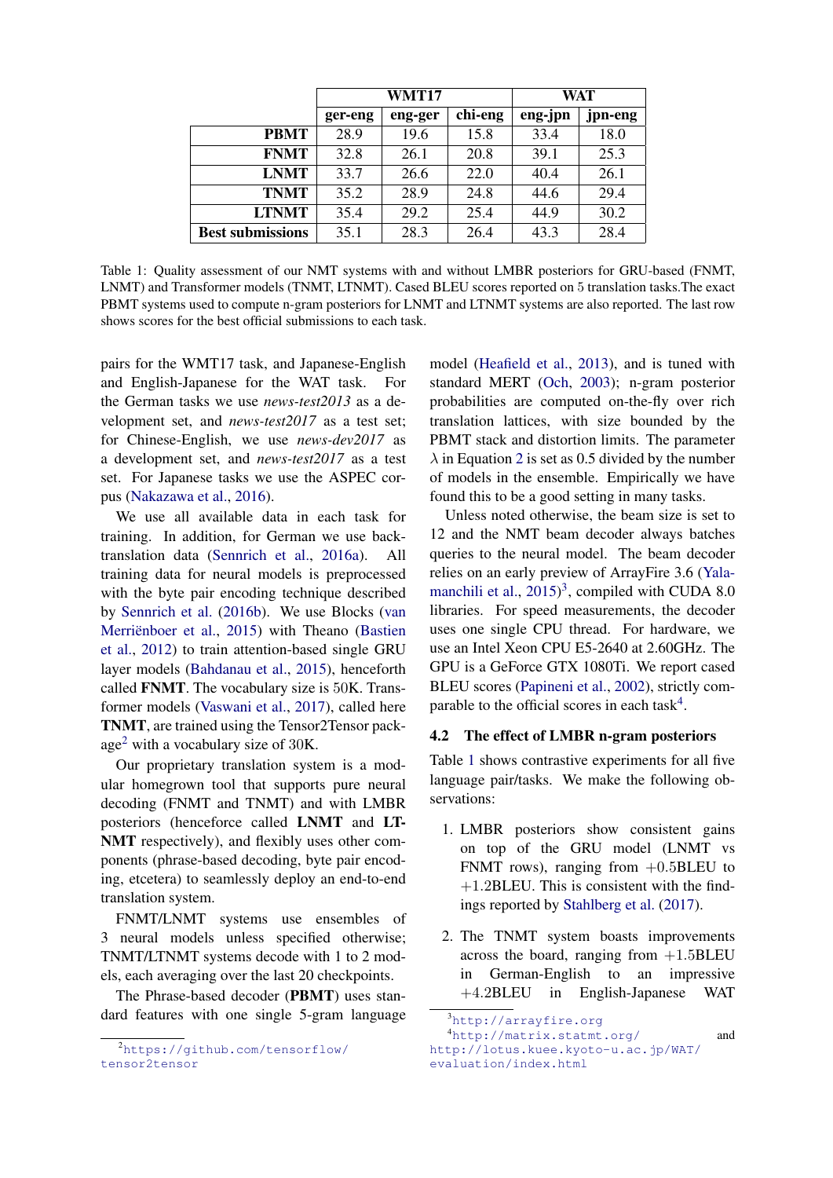| | WMT17 | | | WAT | |
|---|---|---|---|---|---|
| | ger-eng | eng-ger | chi-eng | eng-jpn | jpn-eng |
| **PBMT** | 28.9 | 19.6 | 15.8 | 33.4 | 18.0 |
| **FNMT** | 32.8 | 26.1 | 20.8 | 39.1 | 25.3 |
| **LNMT** | 33.7 | 26.6 | 22.0 | 40.4 | 26.1 |
| **TNMT** | 35.2 | 28.9 | 24.8 | 44.6 | 29.4 |
| **LTNMT** | 35.4 | 29.2 | 25.4 | 44.9 | 30.2 |
| **Best submissions** | 35.1 | 28.3 | 26.4 | 43.3 | 28.4 |

Table 1: Quality assessment of our NMT systems with and without LMBR posteriors for GRU-based (FNMT, LNMT) and Transformer models (TNMT, LTNMT). Cased BLEU scores reported on 5 translation tasks.The exact PBMT systems used to compute n-gram posteriors for LNMT and LTNMT systems are also reported. The last row shows scores for the best official submissions to each task.

pairs for the WMT17 task, and Japanese-English and English-Japanese for the WAT task. For the German tasks we use *news-test2013* as a development set, and *news-test2017* as a test set; for Chinese-English, we use *news-dev2017* as a development set, and *news-test2017* as a test set. For Japanese tasks we use the ASPEC corpus (Nakazawa et al., 2016).

We use all available data in each task for training. In addition, for German we use back-translation data (Sennrich et al., 2016a). All training data for neural models is preprocessed with the byte pair encoding technique described by Sennrich et al. (2016b). We use Blocks (van Merriënboer et al., 2015) with Theano (Bastien et al., 2012) to train attention-based single GRU layer models (Bahdanau et al., 2015), henceforth called **FNMT**. The vocabulary size is 50K. Transformer models (Vaswani et al., 2017), called here **TNMT**, are trained using the Tensor2Tensor package[2] with a vocabulary size of 30K.

Our proprietary translation system is a modular homegrown tool that supports pure neural decoding (FNMT and TNMT) and with LMBR posteriors (henceforce called **LNMT** and **LTNMT** respectively), and flexibly uses other components (phrase-based decoding, byte pair encoding, etcetera) to seamlessly deploy an end-to-end translation system.

FNMT/LNMT systems use ensembles of 3 neural models unless specified otherwise; TNMT/LTNMT systems decode with 1 to 2 models, each averaging over the last 20 checkpoints.

The Phrase-based decoder (**PBMT**) uses standard features with one single 5-gram language model (Heafield et al., 2013), and is tuned with standard MERT (Och, 2003); n-gram posterior probabilities are computed on-the-fly over rich translation lattices, with size bounded by the PBMT stack and distortion limits. The parameter $\lambda$ in Equation 2 is set as 0.5 divided by the number of models in the ensemble. Empirically we have found this to be a good setting in many tasks.

Unless noted otherwise, the beam size is set to 12 and the NMT beam decoder always batches queries to the neural model. The beam decoder relies on an early preview of ArrayFire 3.6 (Yalamanchili et al., 2015)[3], compiled with CUDA 8.0 libraries. For speed measurements, the decoder uses one single CPU thread. For hardware, we use an Intel Xeon CPU E5-2640 at 2.60GHz. The GPU is a GeForce GTX 1080Ti. We report cased BLEU scores (Papineni et al., 2002), strictly comparable to the official scores in each task[4].

## 4.2 The effect of LMBR n-gram posteriors

Table 1 shows contrastive experiments for all five language pair/tasks. We make the following observations:

1. LMBR posteriors show consistent gains on top of the GRU model (LNMT vs FNMT rows), ranging from +0.5BLEU to +1.2BLEU. This is consistent with the findings reported by Stahlberg et al. (2017).

2. The TNMT system boasts improvements across the board, ranging from +1.5BLEU in German-English to an impressive +4.2BLEU in English-Japanese WAT

[2] https://github.com/tensorflow/tensor2tensor

[3] http://arrayfire.org

[4] http://matrix.statmt.org/ and http://lotus.kuee.kyoto-u.ac.jp/WAT/evaluation/index.html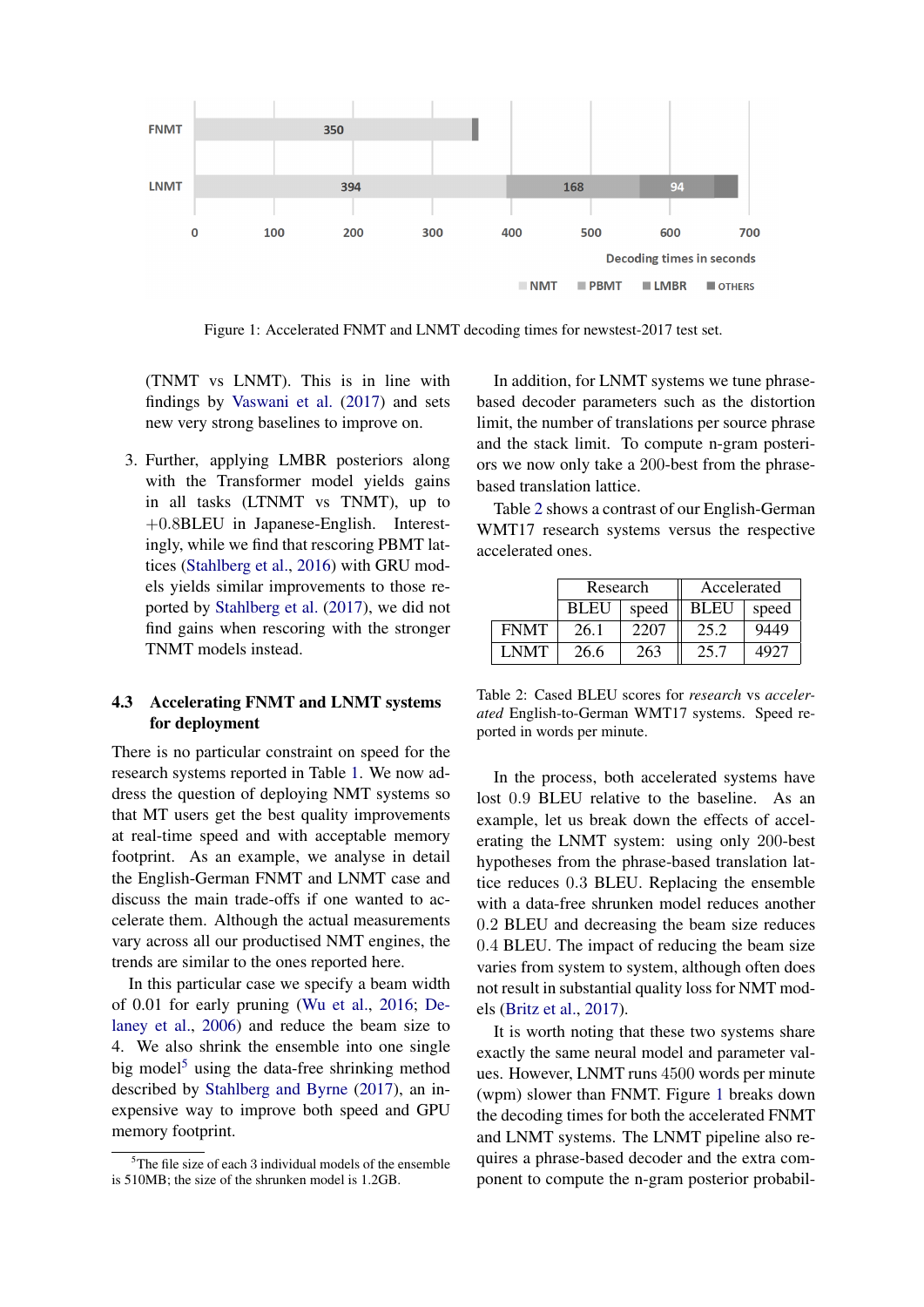Figure 1: Accelerated FNMT and LNMT decoding times for newstest-2017 test set.

(TNMT vs LNMT). This is in line with findings by Vaswani et al. (2017) and sets new very strong baselines to improve on.

3. Further, applying LMBR posteriors along with the Transformer model yields gains in all tasks (LTNMT vs TNMT), up to +0.8BLEU in Japanese-English. Interestingly, while we find that rescoring PBMT lattices (Stahlberg et al., 2016) with GRU models yields similar improvements to those reported by Stahlberg et al. (2017), we did not find gains when rescoring with the stronger TNMT models instead.

### 4.3 Accelerating FNMT and LNMT systems for deployment

There is no particular constraint on speed for the research systems reported in Table 1. We now address the question of deploying NMT systems so that MT users get the best quality improvements at real-time speed and with acceptable memory footprint. As an example, we analyse in detail the English-German FNMT and LNMT case and discuss the main trade-offs if one wanted to accelerate them. Although the actual measurements vary across all our productised NMT engines, the trends are similar to the ones reported here.

In this particular case we specify a beam width of 0.01 for early pruning (Wu et al., 2016; Delaney et al., 2006) and reduce the beam size to 4. We also shrink the ensemble into one single big model[5] using the data-free shrinking method described by Stahlberg and Byrne (2017), an inexpensive way to improve both speed and GPU memory footprint.

[5]The file size of each 3 individual models of the ensemble is 510MB; the size of the shrunken model is 1.2GB.

In addition, for LNMT systems we tune phrase-based decoder parameters such as the distortion limit, the number of translations per source phrase and the stack limit. To compute n-gram posteriors we now only take a 200-best from the phrase-based translation lattice.

Table 2 shows a contrast of our English-German WMT17 research systems versus the respective accelerated ones.

| | Research | | Accelerated | |
|---|---|---|---|---|
| | BLEU | speed | BLEU | speed |
| FNMT | 26.1 | 2207 | 25.2 | 9449 |
| LNMT | 26.6 | 263 | 25.7 | 4927 |

Table 2: Cased BLEU scores for *research* vs *accelerated* English-to-German WMT17 systems. Speed reported in words per minute.

In the process, both accelerated systems have lost 0.9 BLEU relative to the baseline. As an example, let us break down the effects of accelerating the LNMT system: using only 200-best hypotheses from the phrase-based translation lattice reduces 0.3 BLEU. Replacing the ensemble with a data-free shrunken model reduces another 0.2 BLEU and decreasing the beam size reduces 0.4 BLEU. The impact of reducing the beam size varies from system to system, although often does not result in substantial quality loss for NMT models (Britz et al., 2017).

It is worth noting that these two systems share exactly the same neural model and parameter values. However, LNMT runs 4500 words per minute (wpm) slower than FNMT. Figure 1 breaks down the decoding times for both the accelerated FNMT and LNMT systems. The LNMT pipeline also requires a phrase-based decoder and the extra component to compute the n-gram posterior probabil-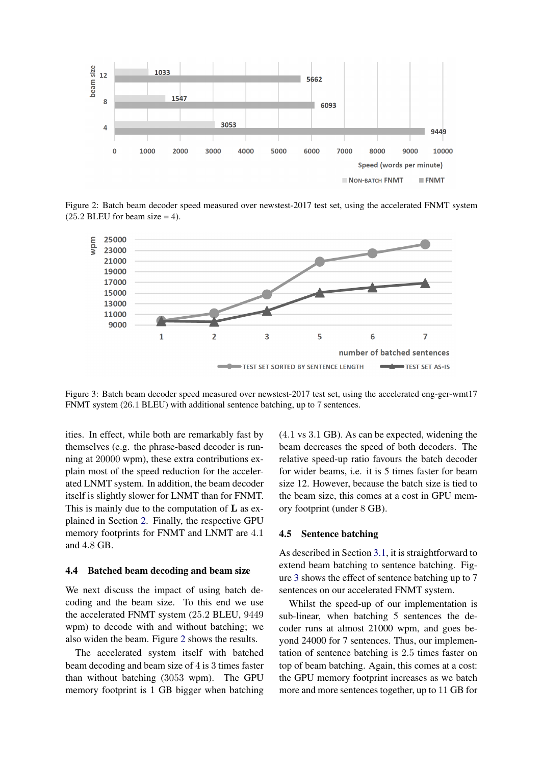Figure 2: Batch beam decoder speed measured over newstest-2017 test set, using the accelerated FNMT system (25.2 BLEU for beam size = 4).

Figure 3: Batch beam decoder speed measured over newstest-2017 test set, using the accelerated eng-ger-wmt17 FNMT system (26.1 BLEU) with additional sentence batching, up to 7 sentences.

ities. In effect, while both are remarkably fast by themselves (e.g. the phrase-based decoder is running at 20000 wpm), these extra contributions explain most of the speed reduction for the accelerated LNMT system. In addition, the beam decoder itself is slightly slower for LNMT than for FNMT. This is mainly due to the computation of $\mathbf{L}$ as explained in Section 2. Finally, the respective GPU memory footprints for FNMT and LNMT are 4.1 and 4.8 GB.

### 4.4 Batched beam decoding and beam size

We next discuss the impact of using batch decoding and the beam size. To this end we use the accelerated FNMT system (25.2 BLEU, 9449 wpm) to decode with and without batching; we also widen the beam. Figure 2 shows the results.

The accelerated system itself with batched beam decoding and beam size of 4 is 3 times faster than without batching (3053 wpm). The GPU memory footprint is 1 GB bigger when batching (4.1 vs 3.1 GB). As can be expected, widening the beam decreases the speed of both decoders. The relative speed-up ratio favours the batch decoder for wider beams, i.e. it is 5 times faster for beam size 12. However, because the batch size is tied to the beam size, this comes at a cost in GPU memory footprint (under 8 GB).

### 4.5 Sentence batching

As described in Section 3.1, it is straightforward to extend beam batching to sentence batching. Figure 3 shows the effect of sentence batching up to 7 sentences on our accelerated FNMT system.

Whilst the speed-up of our implementation is sub-linear, when batching 5 sentences the decoder runs at almost 21000 wpm, and goes beyond 24000 for 7 sentences. Thus, our implementation of sentence batching is 2.5 times faster on top of beam batching. Again, this comes at a cost: the GPU memory footprint increases as we batch more and more sentences together, up to 11 GB for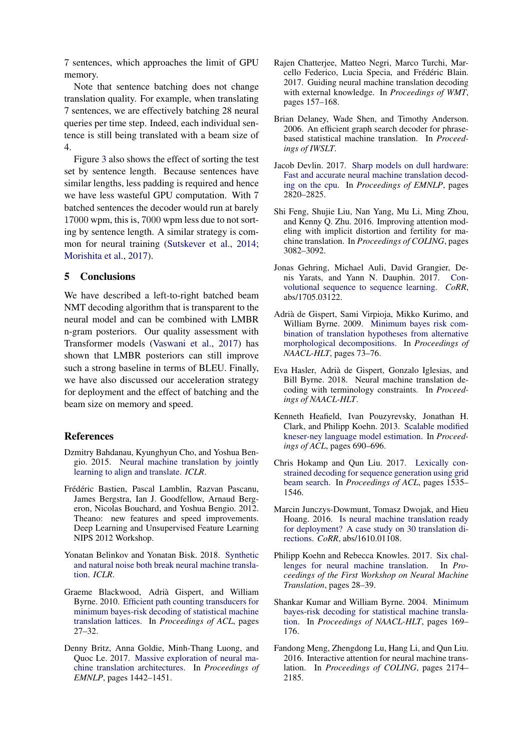7 sentences, which approaches the limit of GPU memory.

Note that sentence batching does not change translation quality. For example, when translating 7 sentences, we are effectively batching 28 neural queries per time step. Indeed, each individual sentence is still being translated with a beam size of 4.

Figure 3 also shows the effect of sorting the test set by sentence length. Because sentences have similar lengths, less padding is required and hence we have less wasteful GPU computation. With 7 batched sentences the decoder would run at barely 17000 wpm, this is, 7000 wpm less due to not sorting by sentence length. A similar strategy is common for neural training (Sutskever et al., 2014; Morishita et al., 2017).

## 5 Conclusions

We have described a left-to-right batched beam NMT decoding algorithm that is transparent to the neural model and can be combined with LMBR n-gram posteriors. Our quality assessment with Transformer models (Vaswani et al., 2017) has shown that LMBR posteriors can still improve such a strong baseline in terms of BLEU. Finally, we have also discussed our acceleration strategy for deployment and the effect of batching and the beam size on memory and speed.

## References

Dzmitry Bahdanau, Kyunghyun Cho, and Yoshua Bengio. 2015. Neural machine translation by jointly learning to align and translate. *ICLR*.

Frédéric Bastien, Pascal Lamblin, Razvan Pascanu, James Bergstra, Ian J. Goodfellow, Arnaud Bergeron, Nicolas Bouchard, and Yoshua Bengio. 2012. Theano: new features and speed improvements. Deep Learning and Unsupervised Feature Learning NIPS 2012 Workshop.

Yonatan Belinkov and Yonatan Bisk. 2018. Synthetic and natural noise both break neural machine translation. *ICLR*.

Graeme Blackwood, Adrià Gispert, and William Byrne. 2010. Efficient path counting transducers for minimum bayes-risk decoding of statistical machine translation lattices. In *Proceedings of ACL*, pages 27–32.

Denny Britz, Anna Goldie, Minh-Thang Luong, and Quoc Le. 2017. Massive exploration of neural machine translation architectures. In *Proceedings of EMNLP*, pages 1442–1451.

Rajen Chatterjee, Matteo Negri, Marco Turchi, Marcello Federico, Lucia Specia, and Frédéric Blain. 2017. Guiding neural machine translation decoding with external knowledge. In *Proceedings of WMT*, pages 157–168.

Brian Delaney, Wade Shen, and Timothy Anderson. 2006. An efficient graph search decoder for phrase-based statistical machine translation. In *Proceedings of IWSLT*.

Jacob Devlin. 2017. Sharp models on dull hardware: Fast and accurate neural machine translation decoding on the cpu. In *Proceedings of EMNLP*, pages 2820–2825.

Shi Feng, Shujie Liu, Nan Yang, Mu Li, Ming Zhou, and Kenny Q. Zhu. 2016. Improving attention modeling with implicit distortion and fertility for machine translation. In *Proceedings of COLING*, pages 3082–3092.

Jonas Gehring, Michael Auli, David Grangier, Denis Yarats, and Yann N. Dauphin. 2017. Convolutional sequence to sequence learning. *CoRR*, abs/1705.03122.

Adrià de Gispert, Sami Virpioja, Mikko Kurimo, and William Byrne. 2009. Minimum bayes risk combination of translation hypotheses from alternative morphological decompositions. In *Proceedings of NAACL-HLT*, pages 73–76.

Eva Hasler, Adrià de Gispert, Gonzalo Iglesias, and Bill Byrne. 2018. Neural machine translation decoding with terminology constraints. In *Proceedings of NAACL-HLT*.

Kenneth Heafield, Ivan Pouzyrevsky, Jonathan H. Clark, and Philipp Koehn. 2013. Scalable modified kneser-ney language model estimation. In *Proceedings of ACL*, pages 690–696.

Chris Hokamp and Qun Liu. 2017. Lexically constrained decoding for sequence generation using grid beam search. In *Proceedings of ACL*, pages 1535–1546.

Marcin Junczys-Dowmunt, Tomasz Dwojak, and Hieu Hoang. 2016. Is neural machine translation ready for deployment? A case study on 30 translation directions. *CoRR*, abs/1610.01108.

Philipp Koehn and Rebecca Knowles. 2017. Six challenges for neural machine translation. In *Proceedings of the First Workshop on Neural Machine Translation*, pages 28–39.

Shankar Kumar and William Byrne. 2004. Minimum bayes-risk decoding for statistical machine translation. In *Proceedings of NAACL-HLT*, pages 169–176.

Fandong Meng, Zhengdong Lu, Hang Li, and Qun Liu. 2016. Interactive attention for neural machine translation. In *Proceedings of COLING*, pages 2174–2185.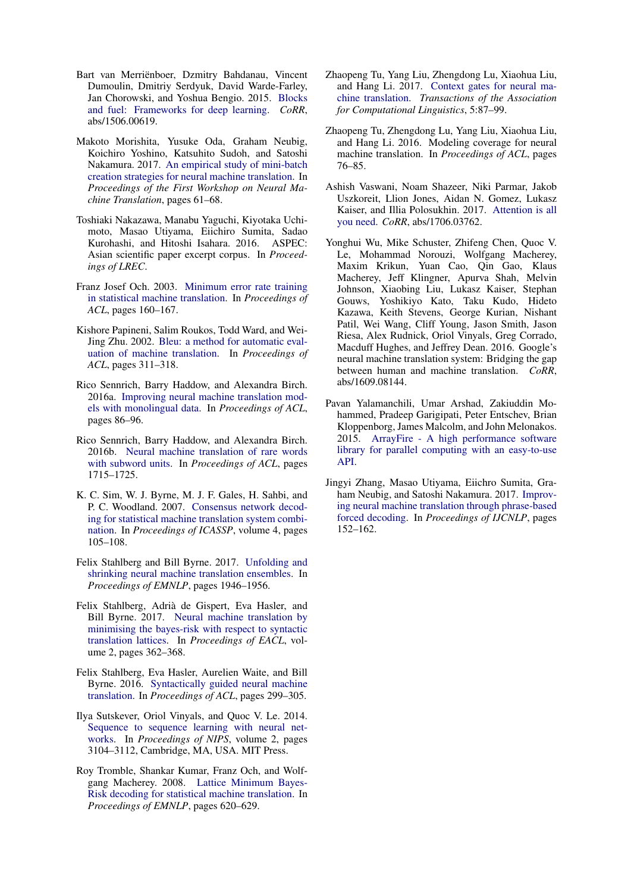Bart van Merriënboer, Dzmitry Bahdanau, Vincent Dumoulin, Dmitriy Serdyuk, David Warde-Farley, Jan Chorowski, and Yoshua Bengio. 2015. Blocks and fuel: Frameworks for deep learning. *CoRR*, abs/1506.00619.

Makoto Morishita, Yusuke Oda, Graham Neubig, Koichiro Yoshino, Katsuhito Sudoh, and Satoshi Nakamura. 2017. An empirical study of mini-batch creation strategies for neural machine translation. In *Proceedings of the First Workshop on Neural Machine Translation*, pages 61–68.

Toshiaki Nakazawa, Manabu Yaguchi, Kiyotaka Uchimoto, Masao Utiyama, Eiichiro Sumita, Sadao Kurohashi, and Hitoshi Isahara. 2016. ASPEC: Asian scientific paper excerpt corpus. In *Proceedings of LREC*.

Franz Josef Och. 2003. Minimum error rate training in statistical machine translation. In *Proceedings of ACL*, pages 160–167.

Kishore Papineni, Salim Roukos, Todd Ward, and Wei-Jing Zhu. 2002. Bleu: a method for automatic evaluation of machine translation. In *Proceedings of ACL*, pages 311–318.

Rico Sennrich, Barry Haddow, and Alexandra Birch. 2016a. Improving neural machine translation models with monolingual data. In *Proceedings of ACL*, pages 86–96.

Rico Sennrich, Barry Haddow, and Alexandra Birch. 2016b. Neural machine translation of rare words with subword units. In *Proceedings of ACL*, pages 1715–1725.

K. C. Sim, W. J. Byrne, M. J. F. Gales, H. Sahbi, and P. C. Woodland. 2007. Consensus network decoding for statistical machine translation system combination. In *Proceedings of ICASSP*, volume 4, pages 105–108.

Felix Stahlberg and Bill Byrne. 2017. Unfolding and shrinking neural machine translation ensembles. In *Proceedings of EMNLP*, pages 1946–1956.

Felix Stahlberg, Adrià de Gispert, Eva Hasler, and Bill Byrne. 2017. Neural machine translation by minimising the bayes-risk with respect to syntactic translation lattices. In *Proceedings of EACL*, volume 2, pages 362–368.

Felix Stahlberg, Eva Hasler, Aurelien Waite, and Bill Byrne. 2016. Syntactically guided neural machine translation. In *Proceedings of ACL*, pages 299–305.

Ilya Sutskever, Oriol Vinyals, and Quoc V. Le. 2014. Sequence to sequence learning with neural networks. In *Proceedings of NIPS*, volume 2, pages 3104–3112, Cambridge, MA, USA. MIT Press.

Roy Tromble, Shankar Kumar, Franz Och, and Wolfgang Macherey. 2008. Lattice Minimum Bayes-Risk decoding for statistical machine translation. In *Proceedings of EMNLP*, pages 620–629.

Zhaopeng Tu, Yang Liu, Zhengdong Lu, Xiaohua Liu, and Hang Li. 2017. Context gates for neural machine translation. *Transactions of the Association for Computational Linguistics*, 5:87–99.

Zhaopeng Tu, Zhengdong Lu, Yang Liu, Xiaohua Liu, and Hang Li. 2016. Modeling coverage for neural machine translation. In *Proceedings of ACL*, pages 76–85.

Ashish Vaswani, Noam Shazeer, Niki Parmar, Jakob Uszkoreit, Llion Jones, Aidan N. Gomez, Lukasz Kaiser, and Illia Polosukhin. 2017. Attention is all you need. *CoRR*, abs/1706.03762.

Yonghui Wu, Mike Schuster, Zhifeng Chen, Quoc V. Le, Mohammad Norouzi, Wolfgang Macherey, Maxim Krikun, Yuan Cao, Qin Gao, Klaus Macherey, Jeff Klingner, Apurva Shah, Melvin Johnson, Xiaobing Liu, Lukasz Kaiser, Stephan Gouws, Yoshikiyo Kato, Taku Kudo, Hideto Kazawa, Keith Stevens, George Kurian, Nishant Patil, Wei Wang, Cliff Young, Jason Smith, Jason Riesa, Alex Rudnick, Oriol Vinyals, Greg Corrado, Macduff Hughes, and Jeffrey Dean. 2016. Google's neural machine translation system: Bridging the gap between human and machine translation. *CoRR*, abs/1609.08144.

Pavan Yalamanchili, Umar Arshad, Zakiuddin Mohammed, Pradeep Garigipati, Peter Entschev, Brian Kloppenborg, James Malcolm, and John Melonakos. 2015. ArrayFire - A high performance software library for parallel computing with an easy-to-use API.

Jingyi Zhang, Masao Utiyama, Eiichro Sumita, Graham Neubig, and Satoshi Nakamura. 2017. Improving neural machine translation through phrase-based forced decoding. In *Proceedings of IJCNLP*, pages 152–162.